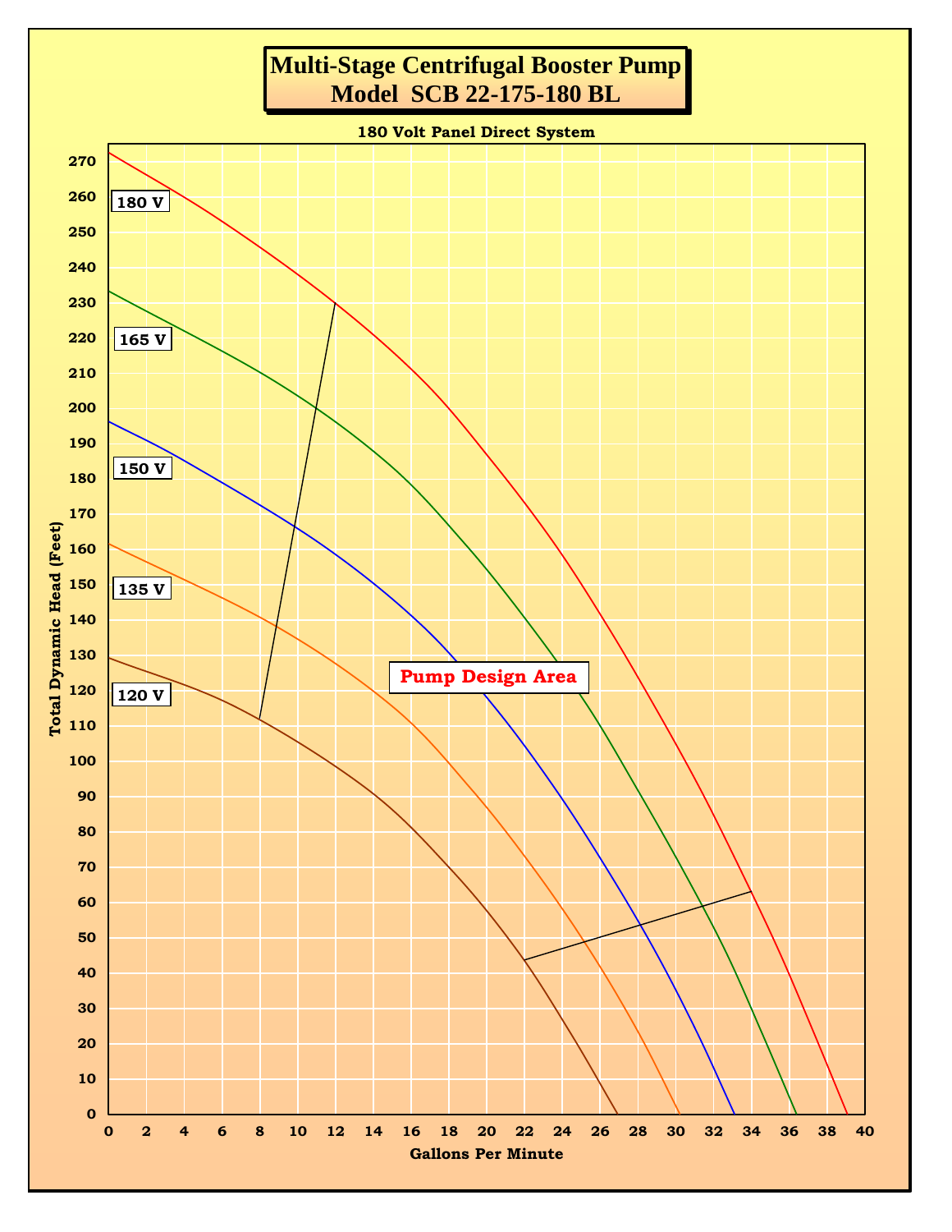# Multi-Stage Centrifugal Booster Pump
# Model SCB 22-175-180 BL

180 Volt Panel Direct System

180 V

165 V

150 V

135 V

120 V

Pump Design Area

Total Dynamic Head (Feet)

0
10
20
30
40
50
60
70
80
90
100
110
120
130
140
150
160
170
180
190
200
210
220
230
240
250
260
270

0 2 4 6 8 10 12 14 16 18 20 22 24 26 28 30 32 34 36 38 40

Gallons Per Minute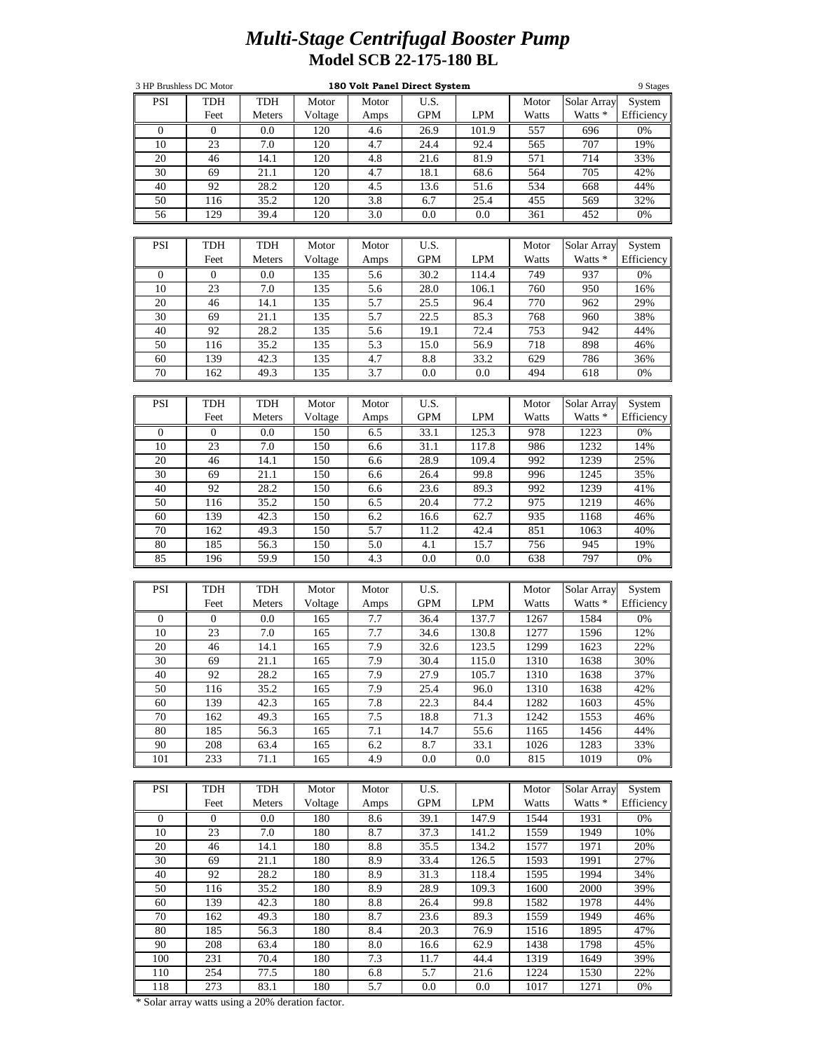# *Multi-Stage Centrifugal Booster Pump*

## Model SCB 22-175-180 BL

3 HP Brushless DC Motor — **180 Volt Panel Direct System** — 9 Stages

| PSI | TDH Feet | TDH Meters | Motor Voltage | Motor Amps | U.S. GPM | LPM | Motor Watts | Solar Array Watts * | System Efficiency |
|---|---|---|---|---|---|---|---|---|---|
| 0 | 0 | 0.0 | 120 | 4.6 | 26.9 | 101.9 | 557 | 696 | 0% |
| 10 | 23 | 7.0 | 120 | 4.7 | 24.4 | 92.4 | 565 | 707 | 19% |
| 20 | 46 | 14.1 | 120 | 4.8 | 21.6 | 81.9 | 571 | 714 | 33% |
| 30 | 69 | 21.1 | 120 | 4.7 | 18.1 | 68.6 | 564 | 705 | 42% |
| 40 | 92 | 28.2 | 120 | 4.5 | 13.6 | 51.6 | 534 | 668 | 44% |
| 50 | 116 | 35.2 | 120 | 3.8 | 6.7 | 25.4 | 455 | 569 | 32% |
| 56 | 129 | 39.4 | 120 | 3.0 | 0.0 | 0.0 | 361 | 452 | 0% |

| PSI | TDH Feet | TDH Meters | Motor Voltage | Motor Amps | U.S. GPM | LPM | Motor Watts | Solar Array Watts * | System Efficiency |
|---|---|---|---|---|---|---|---|---|---|
| 0 | 0 | 0.0 | 135 | 5.6 | 30.2 | 114.4 | 749 | 937 | 0% |
| 10 | 23 | 7.0 | 135 | 5.6 | 28.0 | 106.1 | 760 | 950 | 16% |
| 20 | 46 | 14.1 | 135 | 5.7 | 25.5 | 96.4 | 770 | 962 | 29% |
| 30 | 69 | 21.1 | 135 | 5.7 | 22.5 | 85.3 | 768 | 960 | 38% |
| 40 | 92 | 28.2 | 135 | 5.6 | 19.1 | 72.4 | 753 | 942 | 44% |
| 50 | 116 | 35.2 | 135 | 5.3 | 15.0 | 56.9 | 718 | 898 | 46% |
| 60 | 139 | 42.3 | 135 | 4.7 | 8.8 | 33.2 | 629 | 786 | 36% |
| 70 | 162 | 49.3 | 135 | 3.7 | 0.0 | 0.0 | 494 | 618 | 0% |

| PSI | TDH Feet | TDH Meters | Motor Voltage | Motor Amps | U.S. GPM | LPM | Motor Watts | Solar Array Watts * | System Efficiency |
|---|---|---|---|---|---|---|---|---|---|
| 0 | 0 | 0.0 | 150 | 6.5 | 33.1 | 125.3 | 978 | 1223 | 0% |
| 10 | 23 | 7.0 | 150 | 6.6 | 31.1 | 117.8 | 986 | 1232 | 14% |
| 20 | 46 | 14.1 | 150 | 6.6 | 28.9 | 109.4 | 992 | 1239 | 25% |
| 30 | 69 | 21.1 | 150 | 6.6 | 26.4 | 99.8 | 996 | 1245 | 35% |
| 40 | 92 | 28.2 | 150 | 6.6 | 23.6 | 89.3 | 992 | 1239 | 41% |
| 50 | 116 | 35.2 | 150 | 6.5 | 20.4 | 77.2 | 975 | 1219 | 46% |
| 60 | 139 | 42.3 | 150 | 6.2 | 16.6 | 62.7 | 935 | 1168 | 46% |
| 70 | 162 | 49.3 | 150 | 5.7 | 11.2 | 42.4 | 851 | 1063 | 40% |
| 80 | 185 | 56.3 | 150 | 5.0 | 4.1 | 15.7 | 756 | 945 | 19% |
| 85 | 196 | 59.9 | 150 | 4.3 | 0.0 | 0.0 | 638 | 797 | 0% |

| PSI | TDH Feet | TDH Meters | Motor Voltage | Motor Amps | U.S. GPM | LPM | Motor Watts | Solar Array Watts * | System Efficiency |
|---|---|---|---|---|---|---|---|---|---|
| 0 | 0 | 0.0 | 165 | 7.7 | 36.4 | 137.7 | 1267 | 1584 | 0% |
| 10 | 23 | 7.0 | 165 | 7.7 | 34.6 | 130.8 | 1277 | 1596 | 12% |
| 20 | 46 | 14.1 | 165 | 7.9 | 32.6 | 123.5 | 1299 | 1623 | 22% |
| 30 | 69 | 21.1 | 165 | 7.9 | 30.4 | 115.0 | 1310 | 1638 | 30% |
| 40 | 92 | 28.2 | 165 | 7.9 | 27.9 | 105.7 | 1310 | 1638 | 37% |
| 50 | 116 | 35.2 | 165 | 7.9 | 25.4 | 96.0 | 1310 | 1638 | 42% |
| 60 | 139 | 42.3 | 165 | 7.8 | 22.3 | 84.4 | 1282 | 1603 | 45% |
| 70 | 162 | 49.3 | 165 | 7.5 | 18.8 | 71.3 | 1242 | 1553 | 46% |
| 80 | 185 | 56.3 | 165 | 7.1 | 14.7 | 55.6 | 1165 | 1456 | 44% |
| 90 | 208 | 63.4 | 165 | 6.2 | 8.7 | 33.1 | 1026 | 1283 | 33% |
| 101 | 233 | 71.1 | 165 | 4.9 | 0.0 | 0.0 | 815 | 1019 | 0% |

| PSI | TDH Feet | TDH Meters | Motor Voltage | Motor Amps | U.S. GPM | LPM | Motor Watts | Solar Array Watts * | System Efficiency |
|---|---|---|---|---|---|---|---|---|---|
| 0 | 0 | 0.0 | 180 | 8.6 | 39.1 | 147.9 | 1544 | 1931 | 0% |
| 10 | 23 | 7.0 | 180 | 8.7 | 37.3 | 141.2 | 1559 | 1949 | 10% |
| 20 | 46 | 14.1 | 180 | 8.8 | 35.5 | 134.2 | 1577 | 1971 | 20% |
| 30 | 69 | 21.1 | 180 | 8.9 | 33.4 | 126.5 | 1593 | 1991 | 27% |
| 40 | 92 | 28.2 | 180 | 8.9 | 31.3 | 118.4 | 1595 | 1994 | 34% |
| 50 | 116 | 35.2 | 180 | 8.9 | 28.9 | 109.3 | 1600 | 2000 | 39% |
| 60 | 139 | 42.3 | 180 | 8.8 | 26.4 | 99.8 | 1582 | 1978 | 44% |
| 70 | 162 | 49.3 | 180 | 8.7 | 23.6 | 89.3 | 1559 | 1949 | 46% |
| 80 | 185 | 56.3 | 180 | 8.4 | 20.3 | 76.9 | 1516 | 1895 | 47% |
| 90 | 208 | 63.4 | 180 | 8.0 | 16.6 | 62.9 | 1438 | 1798 | 45% |
| 100 | 231 | 70.4 | 180 | 7.3 | 11.7 | 44.4 | 1319 | 1649 | 39% |
| 110 | 254 | 77.5 | 180 | 6.8 | 5.7 | 21.6 | 1224 | 1530 | 22% |
| 118 | 273 | 83.1 | 180 | 5.7 | 0.0 | 0.0 | 1017 | 1271 | 0% |

* Solar array watts using a 20% deration factor.